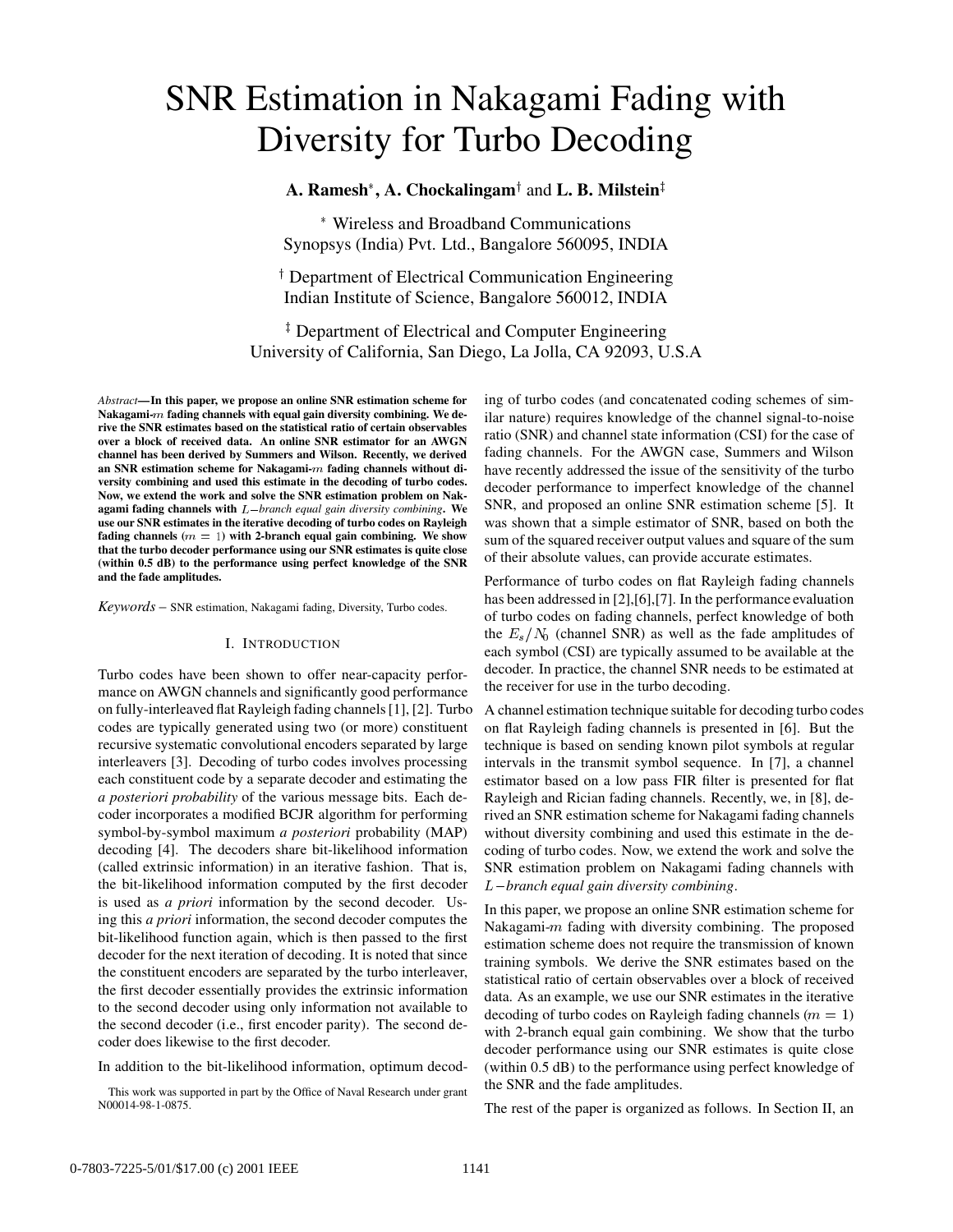# SNR Estimation in Nakagami Fading with Diversity for Turbo Decoding

**A. Ramesh**[*], **A. Chockalingam**[†] and **L. B. Milstein**[‡]

[*] Wireless and Broadband Communications
Synopsys (India) Pvt. Ltd., Bangalore 560095, INDIA

[†] Department of Electrical Communication Engineering
Indian Institute of Science, Bangalore 560012, INDIA

[‡] Department of Electrical and Computer Engineering
University of California, San Diego, La Jolla, CA 92093, U.S.A

*Abstract*—**In this paper, we propose an online SNR estimation scheme for Nakagami-$m$ fading channels with equal gain diversity combining. We derive the SNR estimates based on the statistical ratio of certain observables over a block of received data. An online SNR estimator for an AWGN channel has been derived by Summers and Wilson. Recently, we derived an SNR estimation scheme for Nakagami-$m$ fading channels without diversity combining and used this estimate in the decoding of turbo codes. Now, we extend the work and solve the SNR estimation problem on Nakagami fading channels with $L-$*branch equal gain diversity combining*. We use our SNR estimates in the iterative decoding of turbo codes on Rayleigh fading channels ($m = 1$) with 2-branch equal gain combining. We show that the turbo decoder performance using our SNR estimates is quite close (within 0.5 dB) to the performance using perfect knowledge of the SNR and the fade amplitudes.**

*Keywords* – SNR estimation, Nakagami fading, Diversity, Turbo codes.

## I. Introduction

Turbo codes have been shown to offer near-capacity performance on AWGN channels and significantly good performance on fully-interleaved flat Rayleigh fading channels [1], [2]. Turbo codes are typically generated using two (or more) constituent recursive systematic convolutional encoders separated by large interleavers [3]. Decoding of turbo codes involves processing each constituent code by a separate decoder and estimating the *a posteriori probability* of the various message bits. Each decoder incorporates a modified BCJR algorithm for performing symbol-by-symbol maximum *a posteriori* probability (MAP) decoding [4]. The decoders share bit-likelihood information (called extrinsic information) in an iterative fashion. That is, the bit-likelihood information computed by the first decoder is used as *a priori* information by the second decoder. Using this *a priori* information, the second decoder computes the bit-likelihood function again, which is then passed to the first decoder for the next iteration of decoding. It is noted that since the constituent encoders are separated by the turbo interleaver, the first decoder essentially provides the extrinsic information to the second decoder using only information not available to the second decoder (i.e., first encoder parity). The second decoder does likewise to the first decoder.

In addition to the bit-likelihood information, optimum decoding of turbo codes (and concatenated coding schemes of similar nature) requires knowledge of the channel signal-to-noise ratio (SNR) and channel state information (CSI) for the case of fading channels. For the AWGN case, Summers and Wilson have recently addressed the issue of the sensitivity of the turbo decoder performance to imperfect knowledge of the channel SNR, and proposed an online SNR estimation scheme [5]. It was shown that a simple estimator of SNR, based on both the sum of the squared receiver output values and square of the sum of their absolute values, can provide accurate estimates.

Performance of turbo codes on flat Rayleigh fading channels has been addressed in [2],[6],[7]. In the performance evaluation of turbo codes on fading channels, perfect knowledge of both the $E_s/N_0$ (channel SNR) as well as the fade amplitudes of each symbol (CSI) are typically assumed to be available at the decoder. In practice, the channel SNR needs to be estimated at the receiver for use in the turbo decoding.

A channel estimation technique suitable for decoding turbo codes on flat Rayleigh fading channels is presented in [6]. But the technique is based on sending known pilot symbols at regular intervals in the transmit symbol sequence. In [7], a channel estimator based on a low pass FIR filter is presented for flat Rayleigh and Rician fading channels. Recently, we, in [8], derived an SNR estimation scheme for Nakagami fading channels without diversity combining and used this estimate in the decoding of turbo codes. Now, we extend the work and solve the SNR estimation problem on Nakagami fading channels with $L-$*branch equal gain diversity combining*.

In this paper, we propose an online SNR estimation scheme for Nakagami-$m$ fading with diversity combining. The proposed estimation scheme does not require the transmission of known training symbols. We derive the SNR estimates based on the statistical ratio of certain observables over a block of received data. As an example, we use our SNR estimates in the iterative decoding of turbo codes on Rayleigh fading channels ($m = 1$) with 2-branch equal gain combining. We show that the turbo decoder performance using our SNR estimates is quite close (within 0.5 dB) to the performance using perfect knowledge of the SNR and the fade amplitudes.

The rest of the paper is organized as follows. In Section II, an

This work was supported in part by the Office of Naval Research under grant N00014-98-1-0875.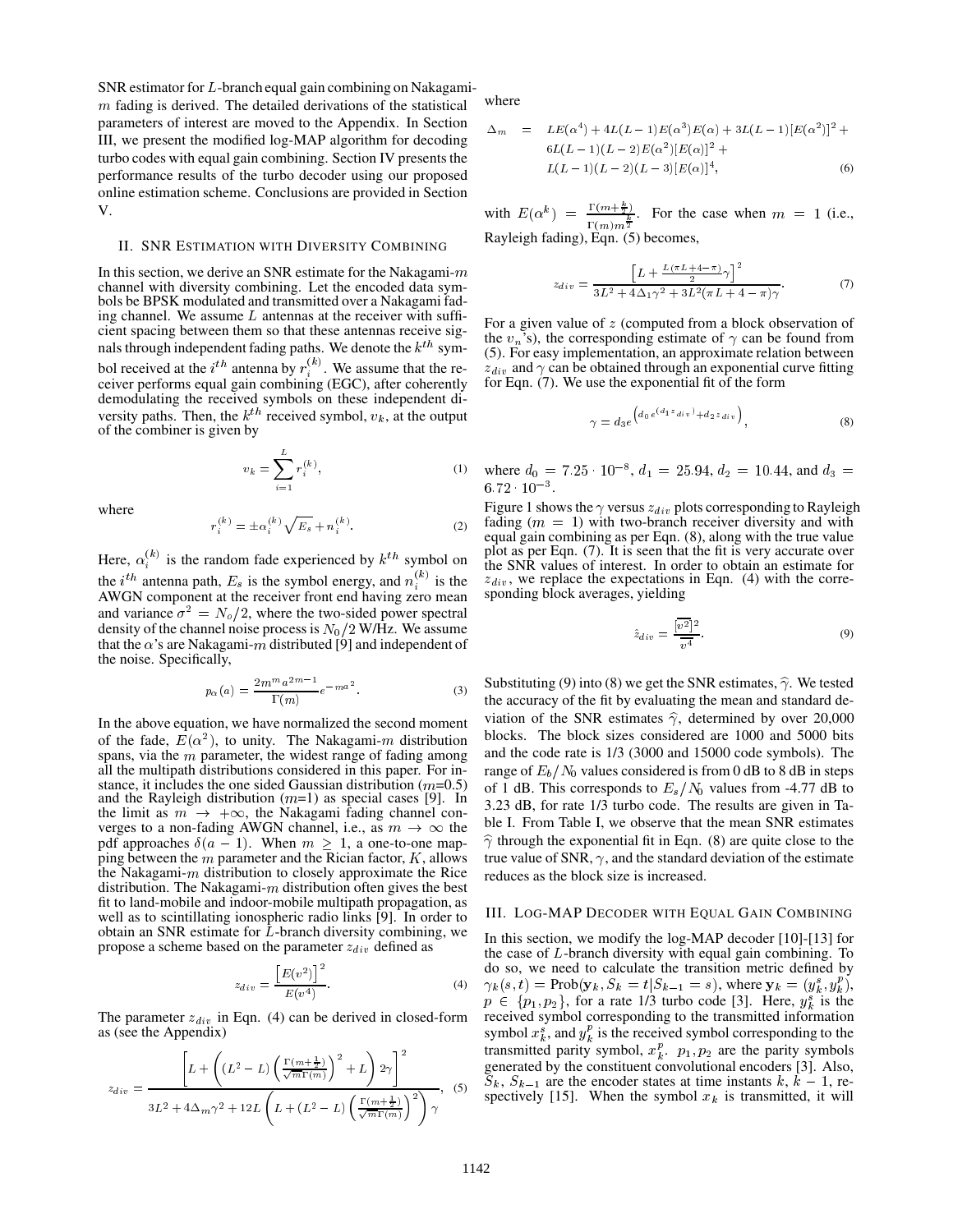SNR estimator for $L$-branch equal gain combining on Nakagami-$m$ fading is derived. The detailed derivations of the statistical parameters of interest are moved to the Appendix. In Section III, we present the modified log-MAP algorithm for decoding turbo codes with equal gain combining. Section IV presents the performance results of the turbo decoder using our proposed online estimation scheme. Conclusions are provided in Section V.

## II. SNR Estimation with Diversity Combining

In this section, we derive an SNR estimate for the Nakagami-$m$ channel with diversity combining. Let the encoded data symbols be BPSK modulated and transmitted over a Nakagami fading channel. We assume $L$ antennas at the receiver with sufficient spacing between them so that these antennas receive signals through independent fading paths. We denote the $k^{th}$ symbol received at the $i^{th}$ antenna by $r_i^{(k)}$. We assume that the receiver performs equal gain combining (EGC), after coherently demodulating the received symbols on these independent diversity paths. Then, the $k^{th}$ received symbol, $v_k$, at the output of the combiner is given by

$$v_k = \sum_{i=1}^{L} r_i^{(k)}, \tag{1}$$

where

$$r_i^{(k)} = \pm \alpha_i^{(k)} \sqrt{E_s} + n_i^{(k)}. \tag{2}$$

Here, $\alpha_i^{(k)}$ is the random fade experienced by $k^{th}$ symbol on the $i^{th}$ antenna path, $E_s$ is the symbol energy, and $n_i^{(k)}$ is the AWGN component at the receiver front end having zero mean and variance $\sigma^2 = N_o/2$, where the two-sided power spectral density of the channel noise process is $N_0/2$ W/Hz. We assume that the $\alpha$'s are Nakagami-$m$ distributed [9] and independent of the noise. Specifically,

$$p_\alpha(a) = \frac{2m^m a^{2m-1}}{\Gamma(m)} e^{-ma^2}. \tag{3}$$

In the above equation, we have normalized the second moment of the fade, $E(\alpha^2)$, to unity. The Nakagami-$m$ distribution spans, via the $m$ parameter, the widest range of fading among all the multipath distributions considered in this paper. For instance, it includes the one sided Gaussian distribution ($m$=0.5) and the Rayleigh distribution ($m$=1) as special cases [9]. In the limit as $m \rightarrow +\infty$, the Nakagami fading channel converges to a non-fading AWGN channel, i.e., as $m \rightarrow \infty$ the pdf approaches $\delta(a-1)$. When $m \geq 1$, a one-to-one mapping between the $m$ parameter and the Rician factor, $K$, allows the Nakagami-$m$ distribution to closely approximate the Rice distribution. The Nakagami-$m$ distribution often gives the best fit to land-mobile and indoor-mobile multipath propagation, as well as to scintillating ionospheric radio links [9]. In order to obtain an SNR estimate for $L$-branch diversity combining, we propose a scheme based on the parameter $z_{div}$ defined as

$$z_{div} = \frac{\left[E(v^2)\right]^2}{E(v^4)}. \tag{4}$$

The parameter $z_{div}$ in Eqn. (4) can be derived in closed-form as (see the Appendix)

$$z_{div} = \frac{\left[L + \left((L^2-L)\left(\frac{\Gamma(m+\frac{1}{2})}{\sqrt{m}\Gamma(m)}\right)^2 + L\right)2\gamma\right]^2}{3L^2 + 4\Delta_m\gamma^2 + 12L\left(L + (L^2-L)\left(\frac{\Gamma(m+\frac{1}{2})}{\sqrt{m}\Gamma(m)}\right)^2\right)\gamma}, \tag{5}$$

where

$$\begin{aligned}\Delta_m = \; & LE(\alpha^4) + 4L(L-1)E(\alpha^3)E(\alpha) + 3L(L-1)[E(\alpha^2)]^2 + \\ & 6L(L-1)(L-2)E(\alpha^2)[E(\alpha)]^2 + \\ & L(L-1)(L-2)(L-3)[E(\alpha)]^4,\end{aligned} \tag{6}$$

with $E(\alpha^k) = \frac{\Gamma(m+\frac{k}{2})}{\Gamma(m)m^{\frac{k}{2}}}$. For the case when $m=1$ (i.e., Rayleigh fading), Eqn. (5) becomes,

$$z_{div} = \frac{\left[L + \frac{L(\pi L + 4 - \pi)}{2}\gamma\right]^2}{3L^2 + 4\Delta_1\gamma^2 + 3L^2(\pi L + 4 - \pi)\gamma}. \tag{7}$$

For a given value of $z$ (computed from a block observation of the $v_n$'s), the corresponding estimate of $\gamma$ can be found from (5). For easy implementation, an approximate relation between $z_{div}$ and $\gamma$ can be obtained through an exponential curve fitting for Eqn. (7). We use the exponential fit of the form

$$\gamma = d_3 e^{\left(d_0 e^{(d_1 z_{div})} + d_2 z_{div}\right)}, \tag{8}$$

where $d_0 = 7.25 \cdot 10^{-8}$, $d_1 = 25.94$, $d_2 = 10.44$, and $d_3 = 6.72 \cdot 10^{-3}$.

Figure 1 shows the $\gamma$ versus $z_{div}$ plots corresponding to Rayleigh fading ($m=1$) with two-branch receiver diversity and with equal gain combining as per Eqn. (8), along with the true value plot as per Eqn. (7). It is seen that the fit is very accurate over the SNR values of interest. In order to obtain an estimate for $z_{div}$, we replace the expectations in Eqn. (4) with the corresponding block averages, yielding

$$\hat{z}_{div} = \frac{\overline{[v^2]}^2}{\overline{v^4}}. \tag{9}$$

Substituting (9) into (8) we get the SNR estimates, $\widehat{\gamma}$. We tested the accuracy of the fit by evaluating the mean and standard deviation of the SNR estimates $\widehat{\gamma}$, determined by over 20,000 blocks. The block sizes considered are 1000 and 5000 bits and the code rate is 1/3 (3000 and 15000 code symbols). The range of $E_b/N_0$ values considered is from 0 dB to 8 dB in steps of 1 dB. This corresponds to $E_s/N_0$ values from -4.77 dB to 3.23 dB, for rate 1/3 turbo code. The results are given in Table I. From Table I, we observe that the mean SNR estimates $\widehat{\gamma}$ through the exponential fit in Eqn. (8) are quite close to the true value of SNR, $\gamma$, and the standard deviation of the estimate reduces as the block size is increased.

## III. Log-MAP Decoder with Equal Gain Combining

In this section, we modify the log-MAP decoder [10]-[13] for the case of $L$-branch diversity with equal gain combining. To do so, we need to calculate the transition metric defined by $\gamma_k(s,t) = \text{Prob}(\mathbf{y}_k, S_k = t | S_{k-1} = s)$, where $\mathbf{y}_k = (y_k^s, y_k^p)$, $p \in \{p_1, p_2\}$, for a rate 1/3 turbo code [3]. Here, $y_k^s$ is the received symbol corresponding to the transmitted information symbol $x_k^s$, and $y_k^p$ is the received symbol corresponding to the transmitted parity symbol, $x_k^p$. $p_1, p_2$ are the parity symbols generated by the constituent convolutional encoders [3]. Also, $S_k$, $S_{k-1}$ are the encoder states at time instants $k$, $k-1$, respectively [15]. When the symbol $x_k$ is transmitted, it will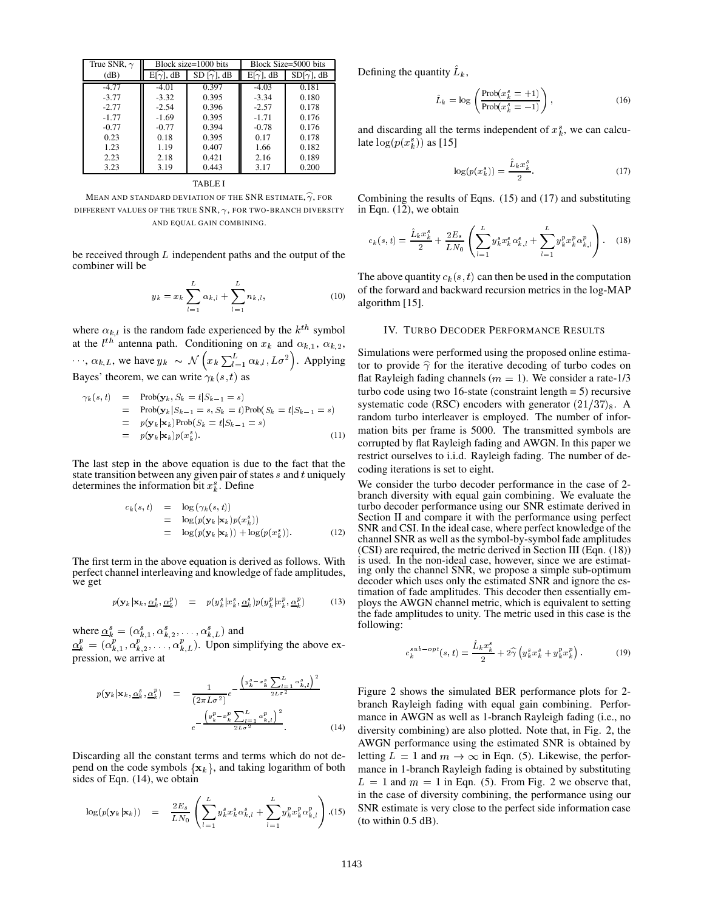| True SNR, $\gamma$ | Block size=1000 bits | | Block Size=5000 bits | |
|---|---|---|---|---|
| (dB) | E[$\hat{\gamma}$], dB | SD [$\hat{\gamma}$], dB | E[$\hat{\gamma}$], dB | SD[$\hat{\gamma}$], dB |
| -4.77 | -4.01 | 0.397 | -4.03 | 0.181 |
| -3.77 | -3.32 | 0.395 | -3.34 | 0.180 |
| -2.77 | -2.54 | 0.396 | -2.57 | 0.178 |
| -1.77 | -1.69 | 0.395 | -1.71 | 0.176 |
| -0.77 | -0.77 | 0.394 | -0.78 | 0.176 |
| 0.23 | 0.18 | 0.395 | 0.17 | 0.178 |
| 1.23 | 1.19 | 0.407 | 1.66 | 0.182 |
| 2.23 | 2.18 | 0.421 | 2.16 | 0.189 |
| 3.23 | 3.19 | 0.443 | 3.17 | 0.200 |

TABLE I

MEAN AND STANDARD DEVIATION OF THE SNR ESTIMATE, $\widehat{\gamma}$, FOR DIFFERENT VALUES OF THE TRUE SNR, $\gamma$, FOR TWO-BRANCH DIVERSITY AND EQUAL GAIN COMBINING.

be received through $L$ independent paths and the output of the combiner will be

$$y_k = x_k \sum_{l=1}^{L} \alpha_{k,l} + \sum_{l=1}^{L} n_{k,l}, \tag{10}$$

where $\alpha_{k,l}$ is the random fade experienced by the $k^{th}$ symbol at the $l^{th}$ antenna path. Conditioning on $x_k$ and $\alpha_{k,1}$, $\alpha_{k,2}$, $\cdots$, $\alpha_{k,L}$, we have $y_k \sim \mathcal{N}\left(x_k \sum_{l=1}^{L} \alpha_{k,l}, L\sigma^2\right)$. Applying Bayes' theorem, we can write $\gamma_k(s,t)$ as

$$\begin{aligned}
\gamma_k(s,t) &= \text{Prob}(\mathbf{y}_k, S_k = t | S_{k-1} = s) \\
&= \text{Prob}(\mathbf{y}_k | S_{k-1} = s, S_k = t)\text{Prob}(S_k = t | S_{k-1} = s) \\
&= p(\mathbf{y}_k | \mathbf{x}_k)\text{Prob}(S_k = t | S_{k-1} = s) \\
&= p(\mathbf{y}_k | \mathbf{x}_k) p(x_k^s).
\end{aligned} \tag{11}$$

The last step in the above equation is due to the fact that the state transition between any given pair of states $s$ and $t$ uniquely determines the information bit $x_k^s$. Define

$$\begin{aligned}
c_k(s,t) &= \log(\gamma_k(s,t)) \\
&= \log(p(\mathbf{y}_k | \mathbf{x}_k) p(x_k^s)) \\
&= \log(p(\mathbf{y}_k | \mathbf{x}_k)) + \log(p(x_k^s)).
\end{aligned} \tag{12}$$

The first term in the above equation is derived as follows. With perfect channel interleaving and knowledge of fade amplitudes, we get

$$p(\mathbf{y}_k | \mathbf{x}_k, \underline{\alpha}_k^s, \underline{\alpha}_k^p) = p(y_k^s | x_k^s, \underline{\alpha}_k^s) p(y_k^p | x_k^p, \underline{\alpha}_k^p) \tag{13}$$

where $\underline{\alpha}_k^s = (\alpha_{k,1}^s, \alpha_{k,2}^s, \ldots, \alpha_{k,L}^s)$ and $\underline{\alpha}_k^p = (\alpha_{k,1}^p, \alpha_{k,2}^p, \ldots, \alpha_{k,L}^p)$. Upon simplifying the above expression, we arrive at

$$\begin{aligned}
p(\mathbf{y}_k | \mathbf{x}_k, \underline{\alpha}_k^s, \underline{\alpha}_k^p) &= \frac{1}{(2\pi L\sigma^2)} e^{-\frac{\left(y_k^s - x_k^s \sum_{l=1}^{L} \alpha_{k,l}^s\right)^2}{2L\sigma^2}} \\
&\quad e^{-\frac{\left(y_k^p - x_k^p \sum_{l=1}^{L} \alpha_{k,l}^p\right)^2}{2L\sigma^2}}.
\end{aligned} \tag{14}$$

Discarding all the constant terms and terms which do not depend on the code symbols $\{\mathbf{x}_k\}$, and taking logarithm of both sides of Eqn. (14), we obtain

$$\log(p(\mathbf{y}_k | \mathbf{x}_k)) = \frac{2E_s}{LN_0} \left( \sum_{l=1}^{L} y_k^s x_k^s \alpha_{k,l}^s + \sum_{l=1}^{L} y_k^p x_k^p \alpha_{k,l}^p \right). \tag{15}$$

Defining the quantity $\hat{L}_k$,

$$\hat{L}_k = \log\left(\frac{\text{Prob}(x_k^s = +1)}{\text{Prob}(x_k^s = -1)}\right), \tag{16}$$

and discarding all the terms independent of $x_k^s$, we can calculate $\log(p(x_k^s))$ as [15]

$$\log(p(x_k^s)) = \frac{\hat{L}_k x_k^s}{2}. \tag{17}$$

Combining the results of Eqns. (15) and (17) and substituting in Eqn. (12), we obtain

$$c_k(s,t) = \frac{\hat{L}_k x_k^s}{2} + \frac{2E_s}{LN_0} \left( \sum_{l=1}^{L} y_k^s x_k^s \alpha_{k,l}^s + \sum_{l=1}^{L} y_k^p x_k^p \alpha_{k,l}^p \right). \tag{18}$$

The above quantity $c_k(s,t)$ can then be used in the computation of the forward and backward recursion metrics in the log-MAP algorithm [15].

## IV. Turbo Decoder Performance Results

Simulations were performed using the proposed online estimator to provide $\widehat{\gamma}$ for the iterative decoding of turbo codes on flat Rayleigh fading channels ($m = 1$). We consider a rate-1/3 turbo code using two 16-state (constraint length = 5) recursive systematic code (RSC) encoders with generator $(21/37)_8$. A random turbo interleaver is employed. The number of information bits per frame is 5000. The transmitted symbols are corrupted by flat Rayleigh fading and AWGN. In this paper we restrict ourselves to i.i.d. Rayleigh fading. The number of decoding iterations is set to eight.

We consider the turbo decoder performance in the case of 2-branch diversity with equal gain combining. We evaluate the turbo decoder performance using our SNR estimate derived in Section II and compare it with the performance using perfect SNR and CSI. In the ideal case, where perfect knowledge of the channel SNR as well as the symbol-by-symbol fade amplitudes (CSI) are required, the metric derived in Section III (Eqn. (18)) is used. In the non-ideal case, however, since we are estimating only the channel SNR, we propose a simple sub-optimum decoder which uses only the estimated SNR and ignore the estimation of fade amplitudes. This decoder then essentially employs the AWGN channel metric, which is equivalent to setting the fade amplitudes to unity. The metric used in this case is the following:

$$c_k^{sub-opt}(s,t) = \frac{\hat{L}_k x_k^s}{2} + 2\widehat{\gamma}\left(y_k^s x_k^s + y_k^p x_k^p\right). \tag{19}$$

Figure 2 shows the simulated BER performance plots for 2-branch Rayleigh fading with equal gain combining. Performance in AWGN as well as 1-branch Rayleigh fading (i.e., no diversity combining) are also plotted. Note that, in Fig. 2, the AWGN performance using the estimated SNR is obtained by letting $L = 1$ and $m \rightarrow \infty$ in Eqn. (5). Likewise, the performance in 1-branch Rayleigh fading is obtained by substituting $L = 1$ and $m = 1$ in Eqn. (5). From Fig. 2 we observe that, in the case of diversity combining, the performance using our SNR estimate is very close to the perfect side information case (to within 0.5 dB).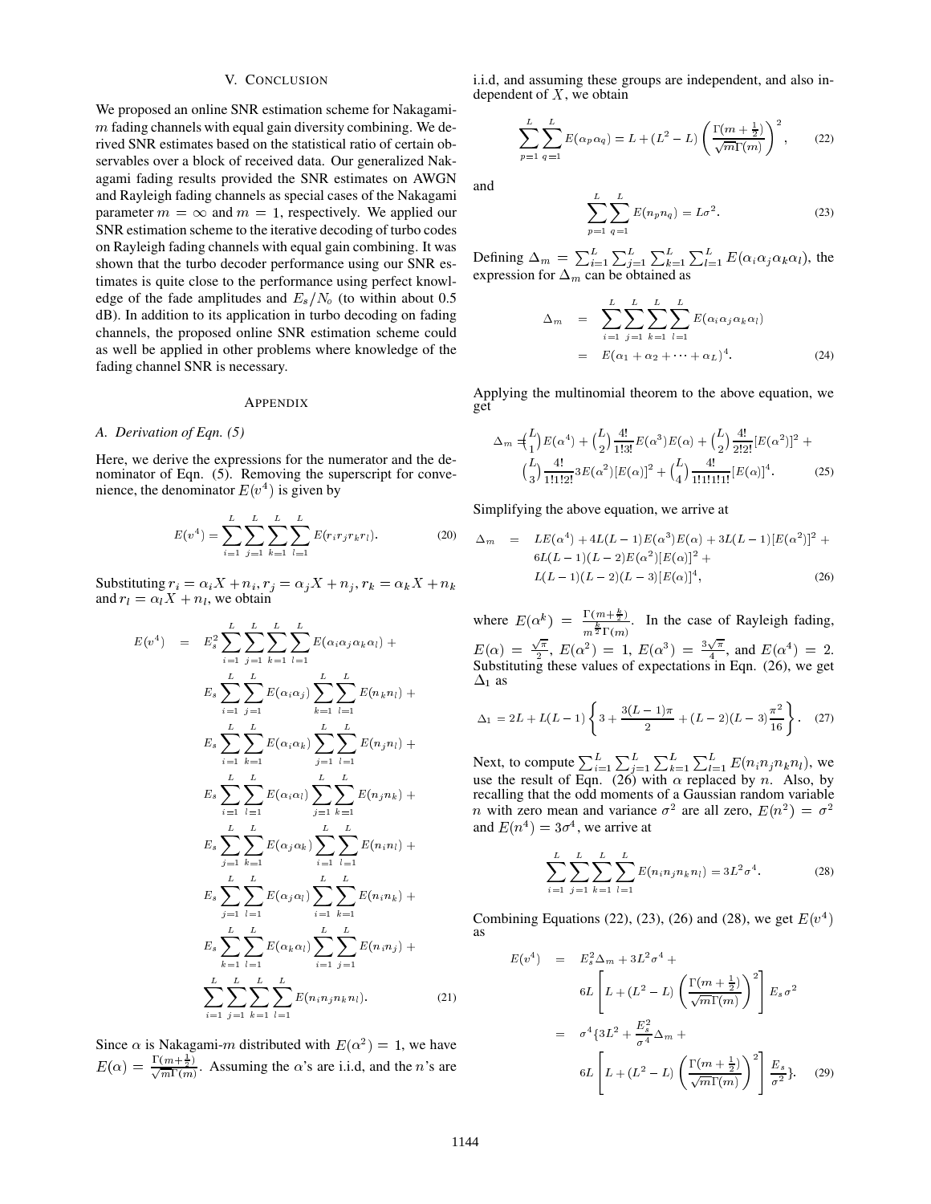## V. Conclusion

We proposed an online SNR estimation scheme for Nakagami-$m$ fading channels with equal gain diversity combining. We derived SNR estimates based on the statistical ratio of certain observables over a block of received data. Our generalized Nakagami fading results provided the SNR estimates on AWGN and Rayleigh fading channels as special cases of the Nakagami parameter $m = \infty$ and $m = 1$, respectively. We applied our SNR estimation scheme to the iterative decoding of turbo codes on Rayleigh fading channels with equal gain combining. It was shown that the turbo decoder performance using our SNR estimates is quite close to the performance using perfect knowledge of the fade amplitudes and $E_s/N_o$ (to within about 0.5 dB). In addition to its application in turbo decoding on fading channels, the proposed online SNR estimation scheme could as well be applied in other problems where knowledge of the fading channel SNR is necessary.

## Appendix

### A. Derivation of Eqn. (5)

Here, we derive the expressions for the numerator and the denominator of Eqn. (5). Removing the superscript for convenience, the denominator $E(v^4)$ is given by

$$E(v^4) = \sum_{i=1}^{L}\sum_{j=1}^{L}\sum_{k=1}^{L}\sum_{l=1}^{L} E(r_i r_j r_k r_l). \tag{20}$$

Substituting $r_i = \alpha_i X + n_i, r_j = \alpha_j X + n_j, r_k = \alpha_k X + n_k$ and $r_l = \alpha_l X + n_l$, we obtain

$$\begin{aligned} E(v^4) &= E_s^2 \sum_{i=1}^{L}\sum_{j=1}^{L}\sum_{k=1}^{L}\sum_{l=1}^{L} E(\alpha_i\alpha_j\alpha_k\alpha_l) + \\ &\quad E_s \sum_{i=1}^{L}\sum_{j=1}^{L} E(\alpha_i\alpha_j) \sum_{k=1}^{L}\sum_{l=1}^{L} E(n_k n_l) + \\ &\quad E_s \sum_{i=1}^{L}\sum_{k=1}^{L} E(\alpha_i\alpha_k) \sum_{j=1}^{L}\sum_{l=1}^{L} E(n_j n_l) + \\ &\quad E_s \sum_{i=1}^{L}\sum_{l=1}^{L} E(\alpha_i\alpha_l) \sum_{j=1}^{L}\sum_{k=1}^{L} E(n_j n_k) + \\ &\quad E_s \sum_{j=1}^{L}\sum_{k=1}^{L} E(\alpha_j\alpha_k) \sum_{i=1}^{L}\sum_{l=1}^{L} E(n_i n_l) + \\ &\quad E_s \sum_{j=1}^{L}\sum_{l=1}^{L} E(\alpha_j\alpha_l) \sum_{i=1}^{L}\sum_{k=1}^{L} E(n_i n_k) + \\ &\quad E_s \sum_{k=1}^{L}\sum_{l=1}^{L} E(\alpha_k\alpha_l) \sum_{i=1}^{L}\sum_{j=1}^{L} E(n_i n_j) + \\ &\quad \sum_{i=1}^{L}\sum_{j=1}^{L}\sum_{k=1}^{L}\sum_{l=1}^{L} E(n_i n_j n_k n_l). \end{aligned} \tag{21}$$

Since $\alpha$ is Nakagami-$m$ distributed with $E(\alpha^2) = 1$, we have $E(\alpha) = \frac{\Gamma(m+\frac{1}{2})}{\sqrt{m}\Gamma(m)}$. Assuming the $\alpha$'s are i.i.d, and the $n$'s are i.i.d, and assuming these groups are independent, and also independent of $X$, we obtain

$$\sum_{p=1}^{L}\sum_{q=1}^{L} E(\alpha_p\alpha_q) = L + (L^2 - L)\left(\frac{\Gamma(m+\frac{1}{2})}{\sqrt{m}\Gamma(m)}\right)^2, \tag{22}$$

and

$$\sum_{p=1}^{L}\sum_{q=1}^{L} E(n_p n_q) = L\sigma^2. \tag{23}$$

Defining $\Delta_m = \sum_{i=1}^{L}\sum_{j=1}^{L}\sum_{k=1}^{L}\sum_{l=1}^{L} E(\alpha_i\alpha_j\alpha_k\alpha_l)$, the expression for $\Delta_m$ can be obtained as

$$\begin{aligned} \Delta_m &= \sum_{i=1}^{L}\sum_{j=1}^{L}\sum_{k=1}^{L}\sum_{l=1}^{L} E(\alpha_i\alpha_j\alpha_k\alpha_l) \\ &= E(\alpha_1 + \alpha_2 + \cdots + \alpha_L)^4. \end{aligned} \tag{24}$$

Applying the multinomial theorem to the above equation, we get

$$\begin{aligned} \Delta_m = &\binom{L}{1}E(\alpha^4) + \binom{L}{2}\frac{4!}{1!3!}E(\alpha^3)E(\alpha) + \binom{L}{2}\frac{4!}{2!2!}[E(\alpha^2)]^2 + \\ &\binom{L}{3}\frac{4!}{1!1!2!}3E(\alpha^2)[E(\alpha)]^2 + \binom{L}{4}\frac{4!}{1!1!1!1!}[E(\alpha)]^4. \end{aligned} \tag{25}$$

Simplifying the above equation, we arrive at

$$\begin{aligned} \Delta_m \;=\; & LE(\alpha^4) + 4L(L-1)E(\alpha^3)E(\alpha) + 3L(L-1)[E(\alpha^2)]^2 + \\ & 6L(L-1)(L-2)E(\alpha^2)[E(\alpha)]^2 + \\ & L(L-1)(L-2)(L-3)[E(\alpha)]^4, \end{aligned} \tag{26}$$

where $E(\alpha^k) = \frac{\Gamma(m+\frac{k}{2})}{m^{\frac{k}{2}}\Gamma(m)}$. In the case of Rayleigh fading, $E(\alpha) = \frac{\sqrt{\pi}}{2}$, $E(\alpha^2) = 1$, $E(\alpha^3) = \frac{3\sqrt{\pi}}{4}$, and $E(\alpha^4) = 2$. Substituting these values of expectations in Eqn. (26), we get $\Delta_1$ as

$$\Delta_1 = 2L + L(L-1)\left\{3 + \frac{3(L-1)\pi}{2} + (L-2)(L-3)\frac{\pi^2}{16}\right\}. \tag{27}$$

Next, to compute $\sum_{i=1}^{L}\sum_{j=1}^{L}\sum_{k=1}^{L}\sum_{l=1}^{L} E(n_i n_j n_k n_l)$, we use the result of Eqn. (26) with $\alpha$ replaced by $n$. Also, by recalling that the odd moments of a Gaussian random variable $n$ with zero mean and variance $\sigma^2$ are all zero, $E(n^2) = \sigma^2$ and $E(n^4) = 3\sigma^4$, we arrive at

$$\sum_{i=1}^{L}\sum_{j=1}^{L}\sum_{k=1}^{L}\sum_{l=1}^{L} E(n_i n_j n_k n_l) = 3L^2\sigma^4. \tag{28}$$

Combining Equations (22), (23), (26) and (28), we get $E(v^4)$ as

$$\begin{aligned} E(v^4) &= E_s^2\Delta_m + 3L^2\sigma^4 + \\ &\quad 6L\left[L + (L^2 - L)\left(\frac{\Gamma(m+\frac{1}{2})}{\sqrt{m}\Gamma(m)}\right)^2\right]E_s\sigma^2 \\ &= \sigma^4\{3L^2 + \frac{E_s^2}{\sigma^4}\Delta_m + \\ &\quad 6L\left[L + (L^2 - L)\left(\frac{\Gamma(m+\frac{1}{2})}{\sqrt{m}\Gamma(m)}\right)^2\right]\frac{E_s}{\sigma^2}\}. \end{aligned} \tag{29}$$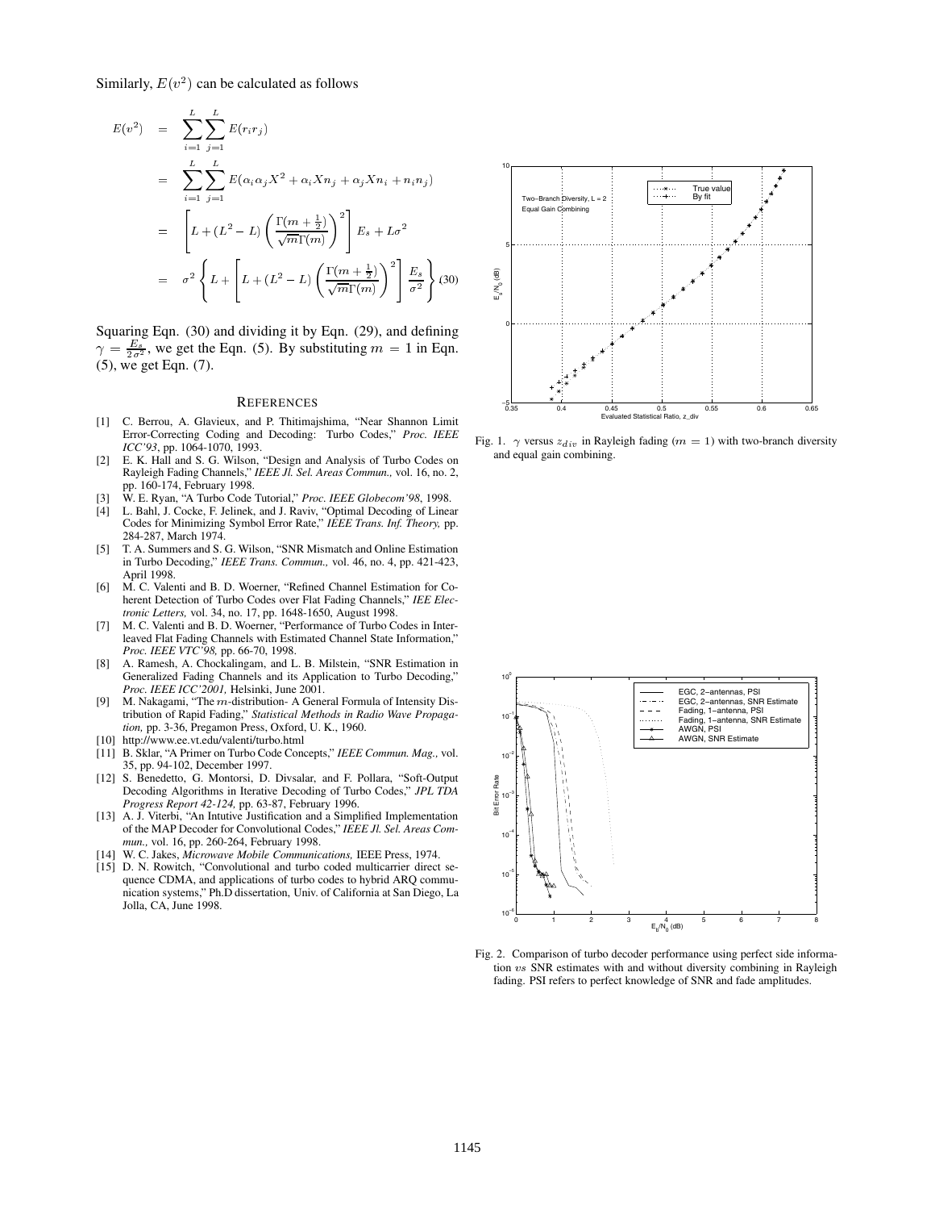Similarly, $E(v^2)$ can be calculated as follows

$$
\begin{aligned}
E(v^2) &= \sum_{i=1}^{L}\sum_{j=1}^{L} E(r_i r_j) \\
&= \sum_{i=1}^{L}\sum_{j=1}^{L} E(\alpha_i \alpha_j X^2 + \alpha_i X n_j + \alpha_j X n_i + n_i n_j) \\
&= \left[ L + (L^2 - L)\left(\frac{\Gamma(m+\frac{1}{2})}{\sqrt{m}\Gamma(m)}\right)^2 \right] E_s + L\sigma^2 \\
&= \sigma^2 \left\{ L + \left[ L + (L^2 - L)\left(\frac{\Gamma(m+\frac{1}{2})}{\sqrt{m}\Gamma(m)}\right)^2 \right] \frac{E_s}{\sigma^2} \right\} \quad (30)
\end{aligned}
$$

Squaring Eqn. (30) and dividing it by Eqn. (29), and defining $\gamma = \frac{E_s}{2\sigma^2}$, we get the Eqn. (5). By substituting $m = 1$ in Eqn. (5), we get Eqn. (7).

## REFERENCES

- [1] C. Berrou, A. Glavieux, and P. Thitimajshima, "Near Shannon Limit Error-Correcting Coding and Decoding: Turbo Codes," *Proc. IEEE ICC'93*, pp. 1064-1070, 1993.
- [2] E. K. Hall and S. G. Wilson, "Design and Analysis of Turbo Codes on Rayleigh Fading Channels," *IEEE Jl. Sel. Areas Commun.,* vol. 16, no. 2, pp. 160-174, February 1998.
- [3] W. E. Ryan, "A Turbo Code Tutorial," *Proc. IEEE Globecom'98*, 1998.
- [4] L. Bahl, J. Cocke, F. Jelinek, and J. Raviv, "Optimal Decoding of Linear Codes for Minimizing Symbol Error Rate," *IEEE Trans. Inf. Theory,* pp. 284-287, March 1974.
- [5] T. A. Summers and S. G. Wilson, "SNR Mismatch and Online Estimation in Turbo Decoding," *IEEE Trans. Commun.,* vol. 46, no. 4, pp. 421-423, April 1998.
- [6] M. C. Valenti and B. D. Woerner, "Refined Channel Estimation for Coherent Detection of Turbo Codes over Flat Fading Channels," *IEE Electronic Letters,* vol. 34, no. 17, pp. 1648-1650, August 1998.
- [7] M. C. Valenti and B. D. Woerner, "Performance of Turbo Codes in Interleaved Flat Fading Channels with Estimated Channel State Information," *Proc. IEEE VTC'98,* pp. 66-70, 1998.
- [8] A. Ramesh, A. Chockalingam, and L. B. Milstein, "SNR Estimation in Generalized Fading Channels and its Application to Turbo Decoding," *Proc. IEEE ICC'2001,* Helsinki, June 2001.
- [9] M. Nakagami, "The $m$-distribution- A General Formula of Intensity Distribution of Rapid Fading," *Statistical Methods in Radio Wave Propagation,* pp. 3-36, Pergamon Press, Oxford, U. K., 1960.
- [10] http://www.ee.vt.edu/valenti/turbo.html
- [11] B. Sklar, "A Primer on Turbo Code Concepts," *IEEE Commun. Mag.,* vol. 35, pp. 94-102, December 1997.
- [12] S. Benedetto, G. Montorsi, D. Divsalar, and F. Pollara, "Soft-Output Decoding Algorithms in Iterative Decoding of Turbo Codes," *JPL TDA Progress Report 42-124,* pp. 63-87, February 1996.
- [13] A. J. Viterbi, "An Intutive Justification and a Simplified Implementation of the MAP Decoder for Convolutional Codes," *IEEE Jl. Sel. Areas Commun.,* vol. 16, pp. 260-264, February 1998.
- [14] W. C. Jakes, *Microwave Mobile Communications,* IEEE Press, 1974.
- [15] D. N. Rowitch, "Convolutional and turbo coded multicarrier direct sequence CDMA, and applications of turbo codes to hybrid ARQ communication systems," Ph.D dissertation, Univ. of California at San Diego, La Jolla, CA, June 1998.

Two−Branch Diversity, L = 2
Equal Gain Combining
True value
By fit
$E_s/N_0$ (dB)
Evaluated Statistical Ratio, z_div

Fig. 1. $\gamma$ versus $z_{div}$ in Rayleigh fading ($m = 1$) with two-branch diversity and equal gain combining.

EGC, 2−antennas, PSI
EGC, 2−antennas, SNR Estimate
Fading, 1−antenna, PSI
Fading, 1−antenna, SNR Estimate
AWGN, PSI
AWGN, SNR Estimate
Bit Error Rate
$E_b/N_0$ (dB)

Fig. 2. Comparison of turbo decoder performance using perfect side information $vs$ SNR estimates with and without diversity combining in Rayleigh fading. PSI refers to perfect knowledge of SNR and fade amplitudes.